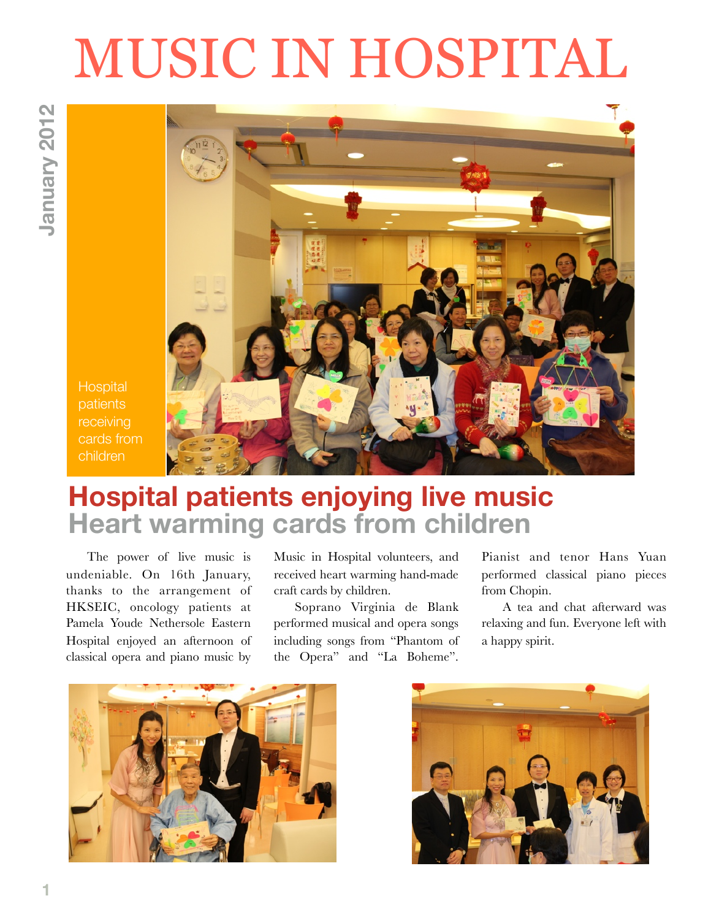# MUSIC IN HOSPITAL

January 2012

Hospital patients receiving cards from children

## Hospital patients enjoying live music

### Heart warming cards from children

The power of live music is undeniable. On 16th January, thanks to the arrangement of HKSEIC, oncology patients at Pamela Youde Nethersole Eastern Hospital enjoyed an afternoon of classical opera and piano music by Music in Hospital volunteers, and received heart warming hand-made craft cards by children.

Soprano Virginia de Blank performed musical and opera songs including songs from "Phantom of the Opera" and "La Boheme". Pianist and tenor Hans Yuan performed classical piano pieces from Chopin.

A tea and chat afterward was relaxing and fun. Everyone left with a happy spirit.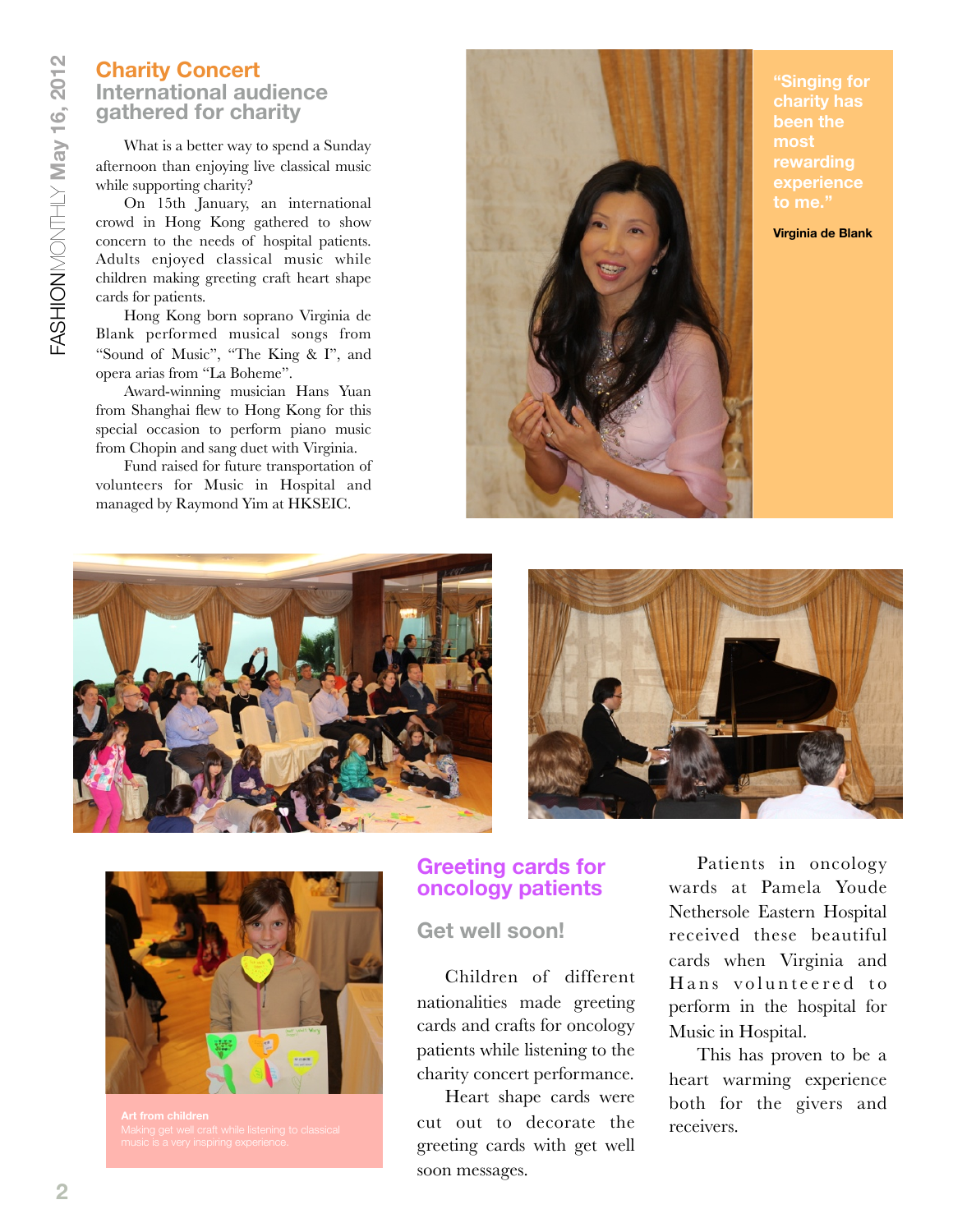## Charity Concert

### International audience gathered for charity

What is a better way to spend a Sunday afternoon than enjoying live classical music while supporting charity?

On 15th January, an international crowd in Hong Kong gathered to show concern to the needs of hospital patients. Adults enjoyed classical music while children making greeting craft heart shape cards for patients.

Hong Kong born soprano Virginia de Blank performed musical songs from "Sound of Music", "The King & I", and opera arias from "La Boheme".

Award-winning musician Hans Yuan from Shanghai flew to Hong Kong for this special occasion to perform piano music from Chopin and sang duet with Virginia.

Fund raised for future transportation of volunteers for Music in Hospital and managed by Raymond Yim at HKSEIC.

> **"Singing for charity has been the most rewarding experience to me."**
>
> **Virginia de Blank**

**Art from children**

Making get well craft while listening to classical music is a very inspiring experience.

## Greeting cards for oncology patients

### Get well soon!

Children of different nationalities made greeting cards and crafts for oncology patients while listening to the charity concert performance.

Heart shape cards were cut out to decorate the greeting cards with get well soon messages.

Patients in oncology wards at Pamela Youde Nethersole Eastern Hospital received these beautiful cards when Virginia and Hans volunteered to perform in the hospital for Music in Hospital.

This has proven to be a heart warming experience both for the givers and receivers.